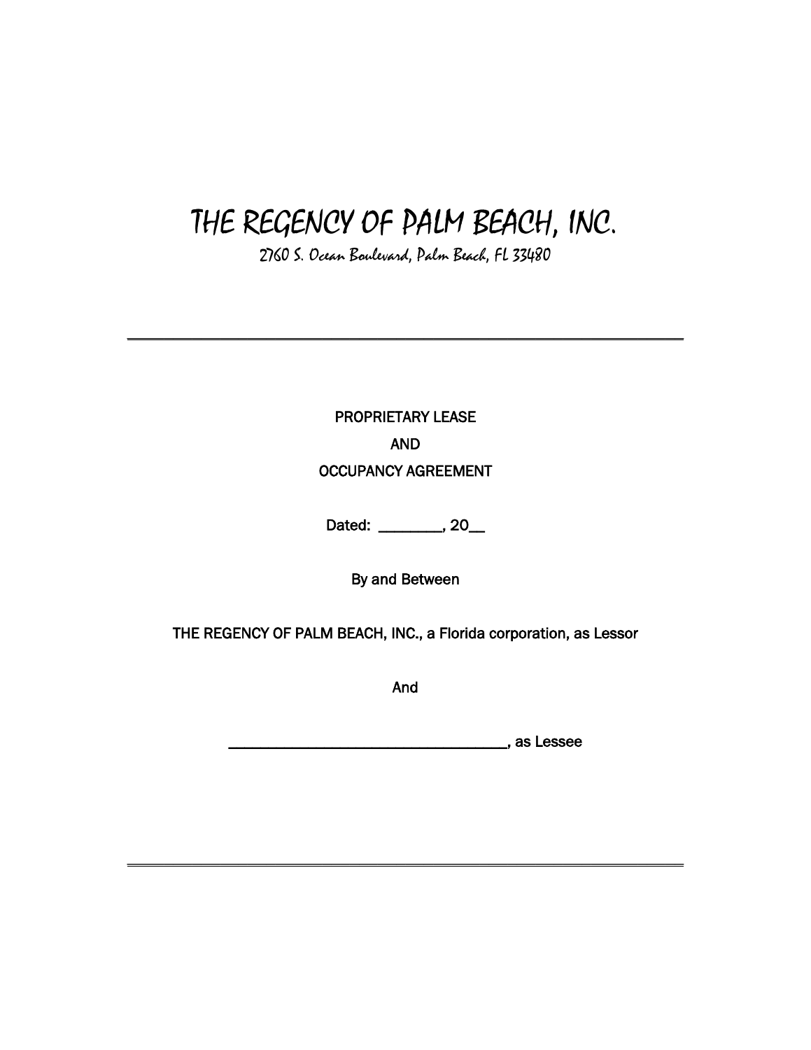# THE REGENCY OF PALM BEACH, INC.

2760 S. Ocean Boulevard, Palm Beach, FL 33480

---

PROPRIETARY LEASE

AND

OCCUPANCY AGREEMENT

Dated: ________, 20__

By and Between

THE REGENCY OF PALM BEACH, INC., a Florida corporation, as Lessor

And

____________________________________, as Lessee

---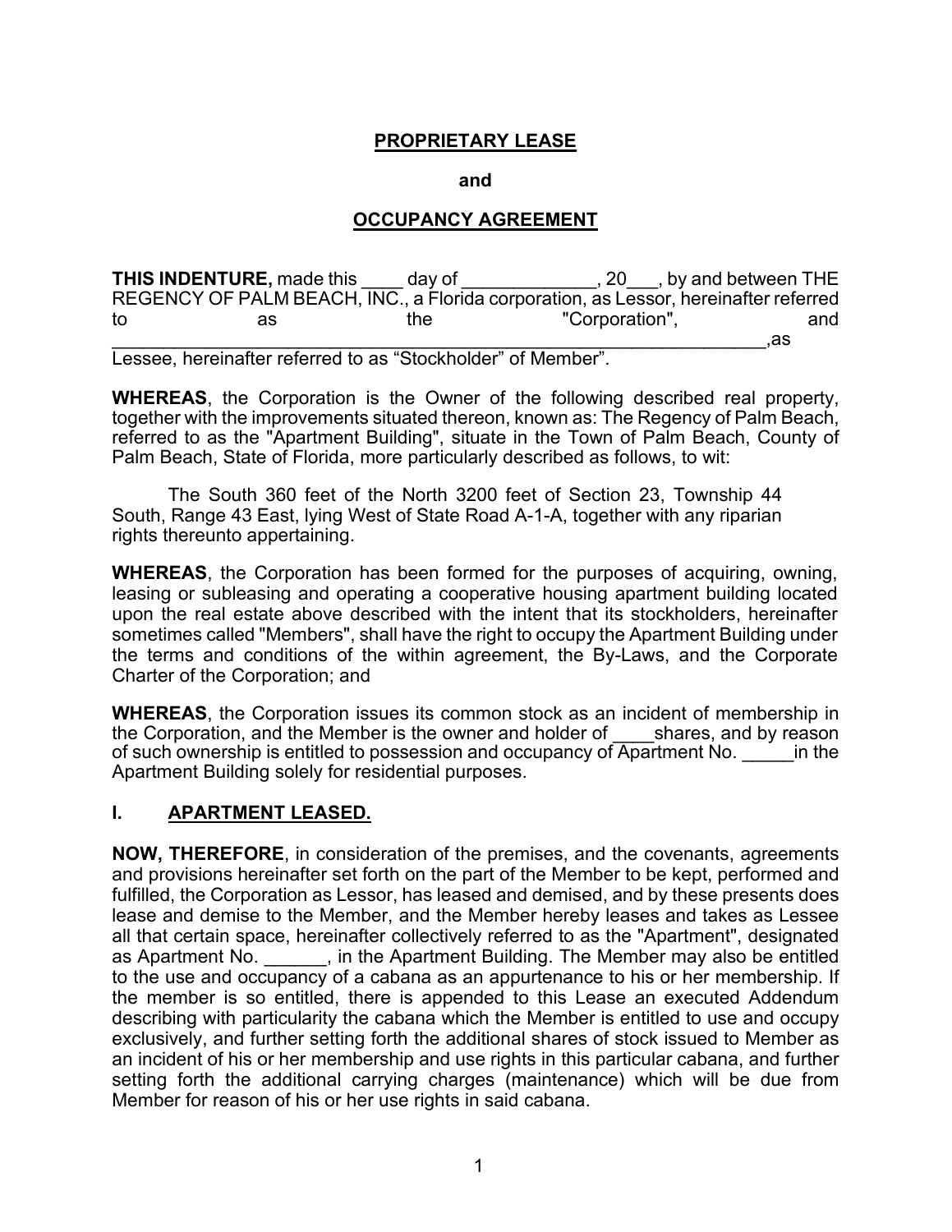# PROPRIETARY LEASE

**and**

## OCCUPANCY AGREEMENT

**THIS INDENTURE,** made this ____ day of _____________, 20___, by and between THE REGENCY OF PALM BEACH, INC., a Florida corporation, as Lessor, hereinafter referred to as the "Corporation", and ________________________________________________________________,as Lessee, hereinafter referred to as “Stockholder” of Member”.

**WHEREAS**, the Corporation is the Owner of the following described real property, together with the improvements situated thereon, known as: The Regency of Palm Beach, referred to as the "Apartment Building", situate in the Town of Palm Beach, County of Palm Beach, State of Florida, more particularly described as follows, to wit:

The South 360 feet of the North 3200 feet of Section 23, Township 44 South, Range 43 East, lying West of State Road A-1-A, together with any riparian rights thereunto appertaining.

**WHEREAS**, the Corporation has been formed for the purposes of acquiring, owning, leasing or subleasing and operating a cooperative housing apartment building located upon the real estate above described with the intent that its stockholders, hereinafter sometimes called "Members", shall have the right to occupy the Apartment Building under the terms and conditions of the within agreement, the By-Laws, and the Corporate Charter of the Corporation; and

**WHEREAS**, the Corporation issues its common stock as an incident of membership in the Corporation, and the Member is the owner and holder of ____shares, and by reason of such ownership is entitled to possession and occupancy of Apartment No. _____in the Apartment Building solely for residential purposes.

## I. APARTMENT LEASED.

**NOW, THEREFORE**, in consideration of the premises, and the covenants, agreements and provisions hereinafter set forth on the part of the Member to be kept, performed and fulfilled, the Corporation as Lessor, has leased and demised, and by these presents does lease and demise to the Member, and the Member hereby leases and takes as Lessee all that certain space, hereinafter collectively referred to as the "Apartment", designated as Apartment No. ______, in the Apartment Building. The Member may also be entitled to the use and occupancy of a cabana as an appurtenance to his or her membership. If the member is so entitled, there is appended to this Lease an executed Addendum describing with particularity the cabana which the Member is entitled to use and occupy exclusively, and further setting forth the additional shares of stock issued to Member as an incident of his or her membership and use rights in this particular cabana, and further setting forth the additional carrying charges (maintenance) which will be due from Member for reason of his or her use rights in said cabana.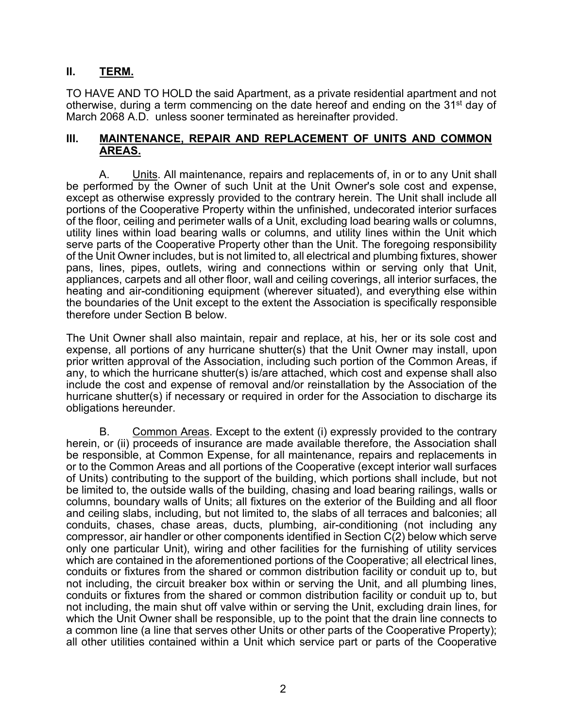## II. TERM.

TO HAVE AND TO HOLD the said Apartment, as a private residential apartment and not otherwise, during a term commencing on the date hereof and ending on the 31st day of March 2068 A.D. unless sooner terminated as hereinafter provided.

## III. MAINTENANCE, REPAIR AND REPLACEMENT OF UNITS AND COMMON AREAS.

A. Units. All maintenance, repairs and replacements of, in or to any Unit shall be performed by the Owner of such Unit at the Unit Owner's sole cost and expense, except as otherwise expressly provided to the contrary herein. The Unit shall include all portions of the Cooperative Property within the unfinished, undecorated interior surfaces of the floor, ceiling and perimeter walls of a Unit, excluding load bearing walls or columns, utility lines within load bearing walls or columns, and utility lines within the Unit which serve parts of the Cooperative Property other than the Unit. The foregoing responsibility of the Unit Owner includes, but is not limited to, all electrical and plumbing fixtures, shower pans, lines, pipes, outlets, wiring and connections within or serving only that Unit, appliances, carpets and all other floor, wall and ceiling coverings, all interior surfaces, the heating and air-conditioning equipment (wherever situated), and everything else within the boundaries of the Unit except to the extent the Association is specifically responsible therefore under Section B below.

The Unit Owner shall also maintain, repair and replace, at his, her or its sole cost and expense, all portions of any hurricane shutter(s) that the Unit Owner may install, upon prior written approval of the Association, including such portion of the Common Areas, if any, to which the hurricane shutter(s) is/are attached, which cost and expense shall also include the cost and expense of removal and/or reinstallation by the Association of the hurricane shutter(s) if necessary or required in order for the Association to discharge its obligations hereunder.

B. Common Areas. Except to the extent (i) expressly provided to the contrary herein, or (ii) proceeds of insurance are made available therefore, the Association shall be responsible, at Common Expense, for all maintenance, repairs and replacements in or to the Common Areas and all portions of the Cooperative (except interior wall surfaces of Units) contributing to the support of the building, which portions shall include, but not be limited to, the outside walls of the building, chasing and load bearing railings, walls or columns, boundary walls of Units; all fixtures on the exterior of the Building and all floor and ceiling slabs, including, but not limited to, the slabs of all terraces and balconies; all conduits, chases, chase areas, ducts, plumbing, air-conditioning (not including any compressor, air handler or other components identified in Section C(2) below which serve only one particular Unit), wiring and other facilities for the furnishing of utility services which are contained in the aforementioned portions of the Cooperative; all electrical lines, conduits or fixtures from the shared or common distribution facility or conduit up to, but not including, the circuit breaker box within or serving the Unit, and all plumbing lines, conduits or fixtures from the shared or common distribution facility or conduit up to, but not including, the main shut off valve within or serving the Unit, excluding drain lines, for which the Unit Owner shall be responsible, up to the point that the drain line connects to a common line (a line that serves other Units or other parts of the Cooperative Property); all other utilities contained within a Unit which service part or parts of the Cooperative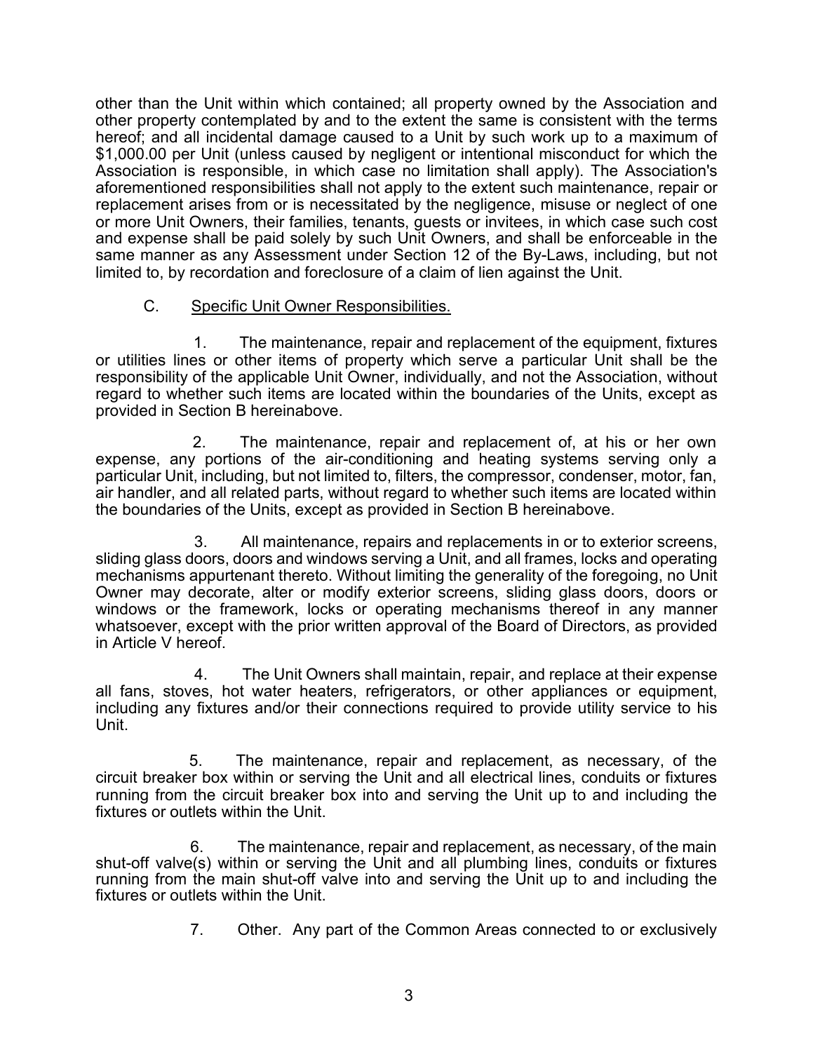other than the Unit within which contained; all property owned by the Association and other property contemplated by and to the extent the same is consistent with the terms hereof; and all incidental damage caused to a Unit by such work up to a maximum of $1,000.00 per Unit (unless caused by negligent or intentional misconduct for which the Association is responsible, in which case no limitation shall apply). The Association's aforementioned responsibilities shall not apply to the extent such maintenance, repair or replacement arises from or is necessitated by the negligence, misuse or neglect of one or more Unit Owners, their families, tenants, guests or invitees, in which case such cost and expense shall be paid solely by such Unit Owners, and shall be enforceable in the same manner as any Assessment under Section 12 of the By-Laws, including, but not limited to, by recordation and foreclosure of a claim of lien against the Unit.

C. Specific Unit Owner Responsibilities.

1. The maintenance, repair and replacement of the equipment, fixtures or utilities lines or other items of property which serve a particular Unit shall be the responsibility of the applicable Unit Owner, individually, and not the Association, without regard to whether such items are located within the boundaries of the Units, except as provided in Section B hereinabove.

2. The maintenance, repair and replacement of, at his or her own expense, any portions of the air-conditioning and heating systems serving only a particular Unit, including, but not limited to, filters, the compressor, condenser, motor, fan, air handler, and all related parts, without regard to whether such items are located within the boundaries of the Units, except as provided in Section B hereinabove.

3. All maintenance, repairs and replacements in or to exterior screens, sliding glass doors, doors and windows serving a Unit, and all frames, locks and operating mechanisms appurtenant thereto. Without limiting the generality of the foregoing, no Unit Owner may decorate, alter or modify exterior screens, sliding glass doors, doors or windows or the framework, locks or operating mechanisms thereof in any manner whatsoever, except with the prior written approval of the Board of Directors, as provided in Article V hereof.

4. The Unit Owners shall maintain, repair, and replace at their expense all fans, stoves, hot water heaters, refrigerators, or other appliances or equipment, including any fixtures and/or their connections required to provide utility service to his Unit.

5. The maintenance, repair and replacement, as necessary, of the circuit breaker box within or serving the Unit and all electrical lines, conduits or fixtures running from the circuit breaker box into and serving the Unit up to and including the fixtures or outlets within the Unit.

6. The maintenance, repair and replacement, as necessary, of the main shut-off valve(s) within or serving the Unit and all plumbing lines, conduits or fixtures running from the main shut-off valve into and serving the Unit up to and including the fixtures or outlets within the Unit.

7. Other. Any part of the Common Areas connected to or exclusively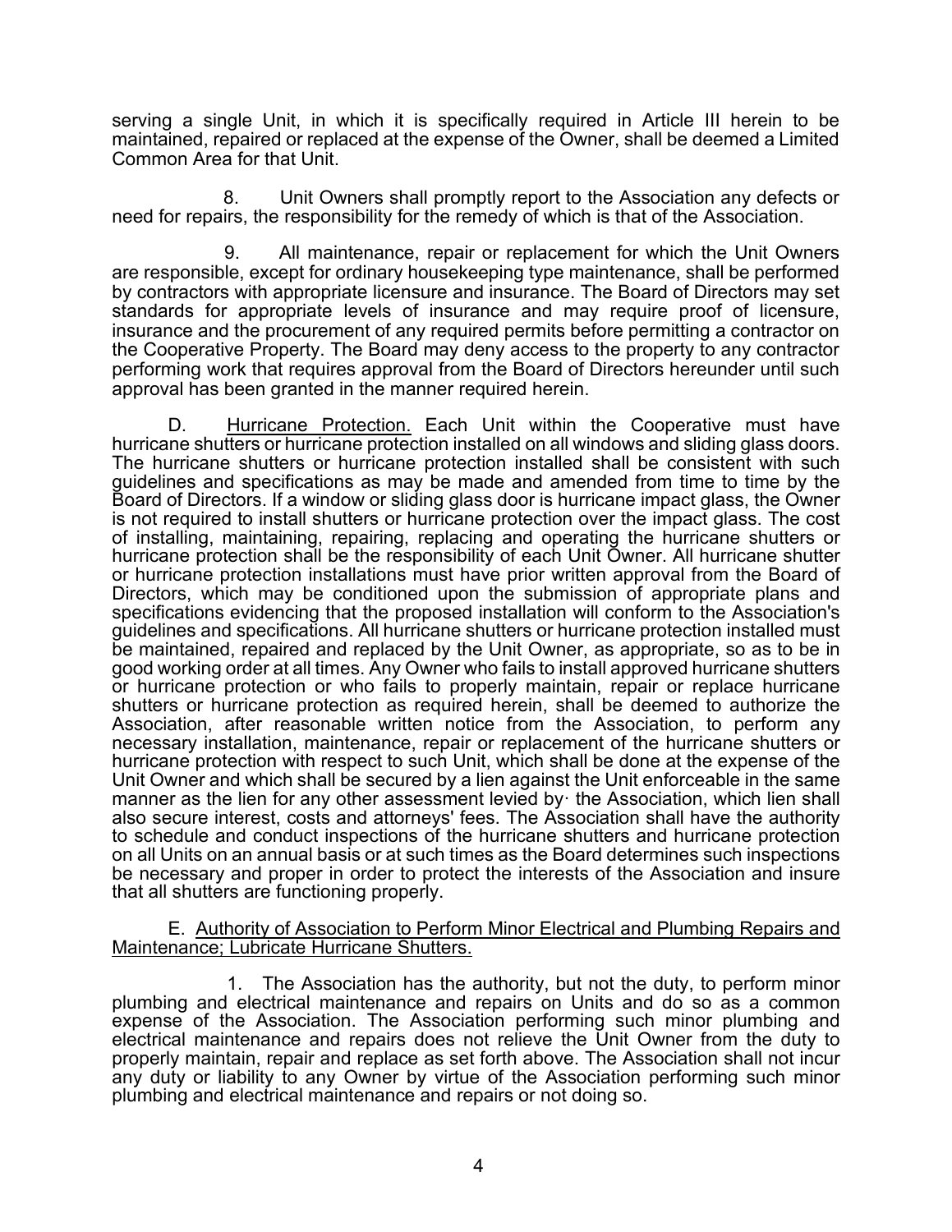serving a single Unit, in which it is specifically required in Article III herein to be maintained, repaired or replaced at the expense of the Owner, shall be deemed a Limited Common Area for that Unit.

8. Unit Owners shall promptly report to the Association any defects or need for repairs, the responsibility for the remedy of which is that of the Association.

9. All maintenance, repair or replacement for which the Unit Owners are responsible, except for ordinary housekeeping type maintenance, shall be performed by contractors with appropriate licensure and insurance. The Board of Directors may set standards for appropriate levels of insurance and may require proof of licensure, insurance and the procurement of any required permits before permitting a contractor on the Cooperative Property. The Board may deny access to the property to any contractor performing work that requires approval from the Board of Directors hereunder until such approval has been granted in the manner required herein.

D. Hurricane Protection. Each Unit within the Cooperative must have hurricane shutters or hurricane protection installed on all windows and sliding glass doors. The hurricane shutters or hurricane protection installed shall be consistent with such guidelines and specifications as may be made and amended from time to time by the Board of Directors. If a window or sliding glass door is hurricane impact glass, the Owner is not required to install shutters or hurricane protection over the impact glass. The cost of installing, maintaining, repairing, replacing and operating the hurricane shutters or hurricane protection shall be the responsibility of each Unit Owner. All hurricane shutter or hurricane protection installations must have prior written approval from the Board of Directors, which may be conditioned upon the submission of appropriate plans and specifications evidencing that the proposed installation will conform to the Association's guidelines and specifications. All hurricane shutters or hurricane protection installed must be maintained, repaired and replaced by the Unit Owner, as appropriate, so as to be in good working order at all times. Any Owner who fails to install approved hurricane shutters or hurricane protection or who fails to properly maintain, repair or replace hurricane shutters or hurricane protection as required herein, shall be deemed to authorize the Association, after reasonable written notice from the Association, to perform any necessary installation, maintenance, repair or replacement of the hurricane shutters or hurricane protection with respect to such Unit, which shall be done at the expense of the Unit Owner and which shall be secured by a lien against the Unit enforceable in the same manner as the lien for any other assessment levied by· the Association, which lien shall also secure interest, costs and attorneys' fees. The Association shall have the authority to schedule and conduct inspections of the hurricane shutters and hurricane protection on all Units on an annual basis or at such times as the Board determines such inspections be necessary and proper in order to protect the interests of the Association and insure that all shutters are functioning properly.

E. Authority of Association to Perform Minor Electrical and Plumbing Repairs and Maintenance; Lubricate Hurricane Shutters.

1. The Association has the authority, but not the duty, to perform minor plumbing and electrical maintenance and repairs on Units and do so as a common expense of the Association. The Association performing such minor plumbing and electrical maintenance and repairs does not relieve the Unit Owner from the duty to properly maintain, repair and replace as set forth above. The Association shall not incur any duty or liability to any Owner by virtue of the Association performing such minor plumbing and electrical maintenance and repairs or not doing so.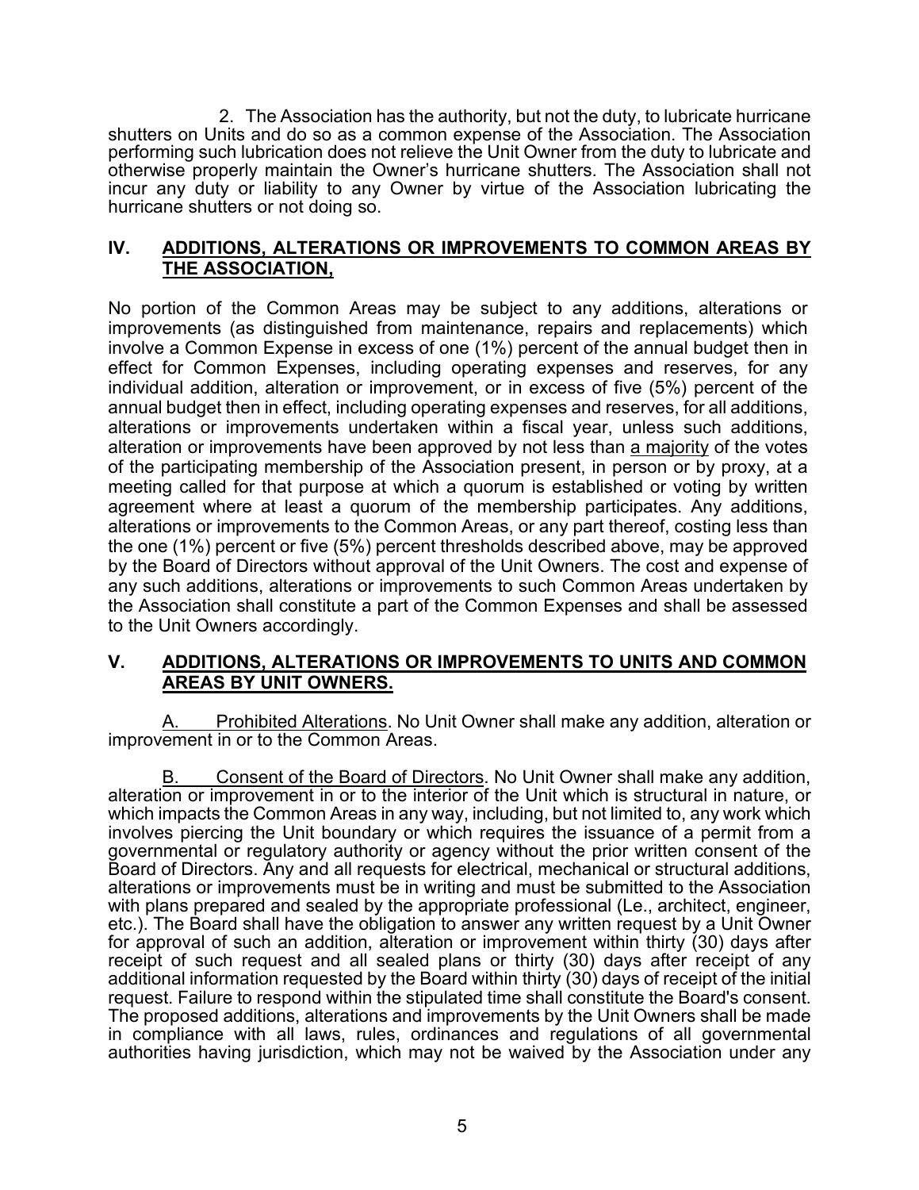2. The Association has the authority, but not the duty, to lubricate hurricane shutters on Units and do so as a common expense of the Association. The Association performing such lubrication does not relieve the Unit Owner from the duty to lubricate and otherwise properly maintain the Owner's hurricane shutters. The Association shall not incur any duty or liability to any Owner by virtue of the Association lubricating the hurricane shutters or not doing so.

## IV. <u>ADDITIONS, ALTERATIONS OR IMPROVEMENTS TO COMMON AREAS BY THE ASSOCIATION,</u>

No portion of the Common Areas may be subject to any additions, alterations or improvements (as distinguished from maintenance, repairs and replacements) which involve a Common Expense in excess of one (1%) percent of the annual budget then in effect for Common Expenses, including operating expenses and reserves, for any individual addition, alteration or improvement, or in excess of five (5%) percent of the annual budget then in effect, including operating expenses and reserves, for all additions, alterations or improvements undertaken within a fiscal year, unless such additions, alteration or improvements have been approved by not less than <u>a majority</u> of the votes of the participating membership of the Association present, in person or by proxy, at a meeting called for that purpose at which a quorum is established or voting by written agreement where at least a quorum of the membership participates. Any additions, alterations or improvements to the Common Areas, or any part thereof, costing less than the one (1%) percent or five (5%) percent thresholds described above, may be approved by the Board of Directors without approval of the Unit Owners. The cost and expense of any such additions, alterations or improvements to such Common Areas undertaken by the Association shall constitute a part of the Common Expenses and shall be assessed to the Unit Owners accordingly.

## V. <u>ADDITIONS, ALTERATIONS OR IMPROVEMENTS TO UNITS AND COMMON AREAS BY UNIT OWNERS.</u>

<u>A. Prohibited Alterations</u>. No Unit Owner shall make any addition, alteration or improvement in or to the Common Areas.

<u>B. Consent of the Board of Directors</u>. No Unit Owner shall make any addition, alteration or improvement in or to the interior of the Unit which is structural in nature, or which impacts the Common Areas in any way, including, but not limited to, any work which involves piercing the Unit boundary or which requires the issuance of a permit from a governmental or regulatory authority or agency without the prior written consent of the Board of Directors. Any and all requests for electrical, mechanical or structural additions, alterations or improvements must be in writing and must be submitted to the Association with plans prepared and sealed by the appropriate professional (Le., architect, engineer, etc.). The Board shall have the obligation to answer any written request by a Unit Owner for approval of such an addition, alteration or improvement within thirty (30) days after receipt of such request and all sealed plans or thirty (30) days after receipt of any additional information requested by the Board within thirty (30) days of receipt of the initial request. Failure to respond within the stipulated time shall constitute the Board's consent. The proposed additions, alterations and improvements by the Unit Owners shall be made in compliance with all laws, rules, ordinances and regulations of all governmental authorities having jurisdiction, which may not be waived by the Association under any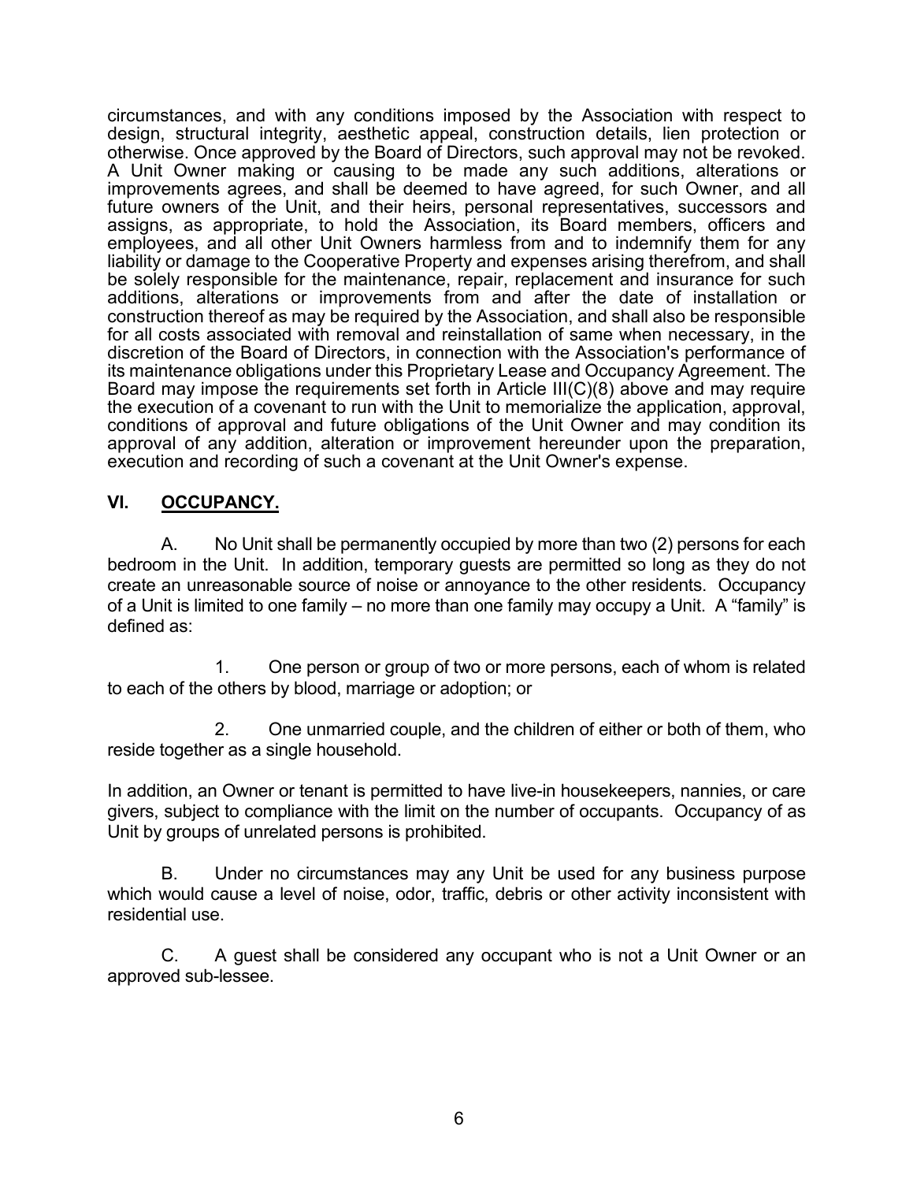circumstances, and with any conditions imposed by the Association with respect to design, structural integrity, aesthetic appeal, construction details, lien protection or otherwise. Once approved by the Board of Directors, such approval may not be revoked. A Unit Owner making or causing to be made any such additions, alterations or improvements agrees, and shall be deemed to have agreed, for such Owner, and all future owners of the Unit, and their heirs, personal representatives, successors and assigns, as appropriate, to hold the Association, its Board members, officers and employees, and all other Unit Owners harmless from and to indemnify them for any liability or damage to the Cooperative Property and expenses arising therefrom, and shall be solely responsible for the maintenance, repair, replacement and insurance for such additions, alterations or improvements from and after the date of installation or construction thereof as may be required by the Association, and shall also be responsible for all costs associated with removal and reinstallation of same when necessary, in the discretion of the Board of Directors, in connection with the Association's performance of its maintenance obligations under this Proprietary Lease and Occupancy Agreement. The Board may impose the requirements set forth in Article III(C)(8) above and may require the execution of a covenant to run with the Unit to memorialize the application, approval, conditions of approval and future obligations of the Unit Owner and may condition its approval of any addition, alteration or improvement hereunder upon the preparation, execution and recording of such a covenant at the Unit Owner's expense.

## VI. OCCUPANCY.

A. No Unit shall be permanently occupied by more than two (2) persons for each bedroom in the Unit. In addition, temporary guests are permitted so long as they do not create an unreasonable source of noise or annoyance to the other residents. Occupancy of a Unit is limited to one family – no more than one family may occupy a Unit. A "family" is defined as:

1. One person or group of two or more persons, each of whom is related to each of the others by blood, marriage or adoption; or

2. One unmarried couple, and the children of either or both of them, who reside together as a single household.

In addition, an Owner or tenant is permitted to have live-in housekeepers, nannies, or care givers, subject to compliance with the limit on the number of occupants. Occupancy of as Unit by groups of unrelated persons is prohibited.

B. Under no circumstances may any Unit be used for any business purpose which would cause a level of noise, odor, traffic, debris or other activity inconsistent with residential use.

C. A guest shall be considered any occupant who is not a Unit Owner or an approved sub-lessee.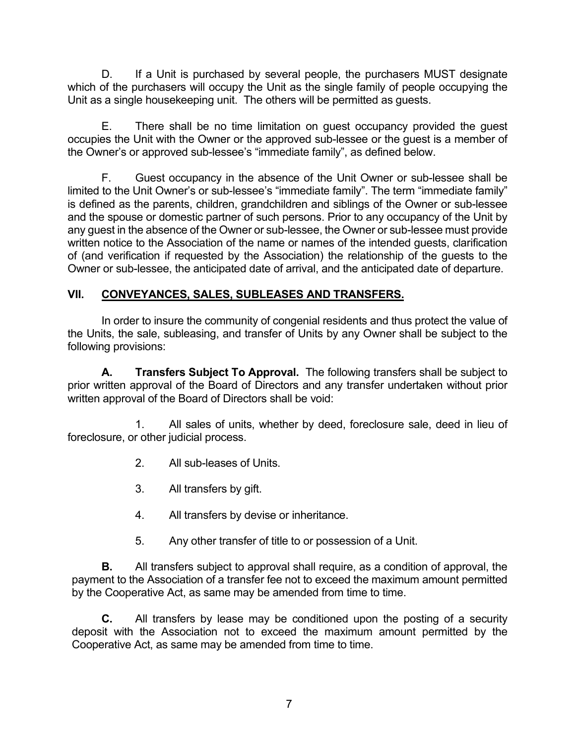D. If a Unit is purchased by several people, the purchasers MUST designate which of the purchasers will occupy the Unit as the single family of people occupying the Unit as a single housekeeping unit. The others will be permitted as guests.

E. There shall be no time limitation on guest occupancy provided the guest occupies the Unit with the Owner or the approved sub-lessee or the guest is a member of the Owner's or approved sub-lessee's "immediate family", as defined below.

F. Guest occupancy in the absence of the Unit Owner or sub-lessee shall be limited to the Unit Owner's or sub-lessee's "immediate family". The term "immediate family" is defined as the parents, children, grandchildren and siblings of the Owner or sub-lessee and the spouse or domestic partner of such persons. Prior to any occupancy of the Unit by any guest in the absence of the Owner or sub-lessee, the Owner or sub-lessee must provide written notice to the Association of the name or names of the intended guests, clarification of (and verification if requested by the Association) the relationship of the guests to the Owner or sub-lessee, the anticipated date of arrival, and the anticipated date of departure.

## VII. CONVEYANCES, SALES, SUBLEASES AND TRANSFERS.

In order to insure the community of congenial residents and thus protect the value of the Units, the sale, subleasing, and transfer of Units by any Owner shall be subject to the following provisions:

**A. Transfers Subject To Approval.** The following transfers shall be subject to prior written approval of the Board of Directors and any transfer undertaken without prior written approval of the Board of Directors shall be void:

1. All sales of units, whether by deed, foreclosure sale, deed in lieu of foreclosure, or other judicial process.
2. All sub-leases of Units.
3. All transfers by gift.
4. All transfers by devise or inheritance.
5. Any other transfer of title to or possession of a Unit.

**B.** All transfers subject to approval shall require, as a condition of approval, the payment to the Association of a transfer fee not to exceed the maximum amount permitted by the Cooperative Act, as same may be amended from time to time.

**C.** All transfers by lease may be conditioned upon the posting of a security deposit with the Association not to exceed the maximum amount permitted by the Cooperative Act, as same may be amended from time to time.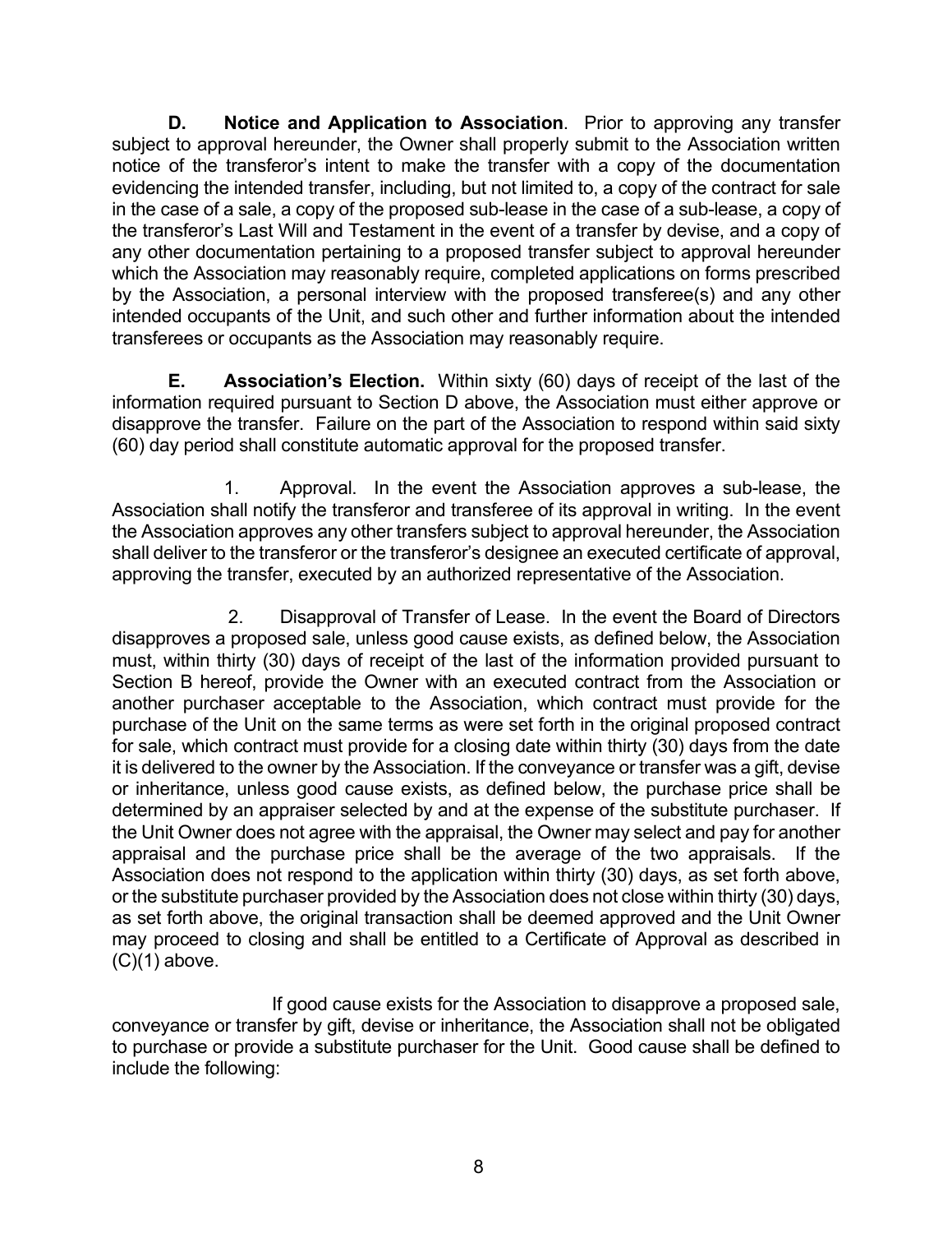**D. Notice and Application to Association**. Prior to approving any transfer subject to approval hereunder, the Owner shall properly submit to the Association written notice of the transferor's intent to make the transfer with a copy of the documentation evidencing the intended transfer, including, but not limited to, a copy of the contract for sale in the case of a sale, a copy of the proposed sub-lease in the case of a sub-lease, a copy of the transferor's Last Will and Testament in the event of a transfer by devise, and a copy of any other documentation pertaining to a proposed transfer subject to approval hereunder which the Association may reasonably require, completed applications on forms prescribed by the Association, a personal interview with the proposed transferee(s) and any other intended occupants of the Unit, and such other and further information about the intended transferees or occupants as the Association may reasonably require.

**E. Association's Election.** Within sixty (60) days of receipt of the last of the information required pursuant to Section D above, the Association must either approve or disapprove the transfer. Failure on the part of the Association to respond within said sixty (60) day period shall constitute automatic approval for the proposed transfer.

1. Approval. In the event the Association approves a sub-lease, the Association shall notify the transferor and transferee of its approval in writing. In the event the Association approves any other transfers subject to approval hereunder, the Association shall deliver to the transferor or the transferor's designee an executed certificate of approval, approving the transfer, executed by an authorized representative of the Association.

2. Disapproval of Transfer of Lease. In the event the Board of Directors disapproves a proposed sale, unless good cause exists, as defined below, the Association must, within thirty (30) days of receipt of the last of the information provided pursuant to Section B hereof, provide the Owner with an executed contract from the Association or another purchaser acceptable to the Association, which contract must provide for the purchase of the Unit on the same terms as were set forth in the original proposed contract for sale, which contract must provide for a closing date within thirty (30) days from the date it is delivered to the owner by the Association. If the conveyance or transfer was a gift, devise or inheritance, unless good cause exists, as defined below, the purchase price shall be determined by an appraiser selected by and at the expense of the substitute purchaser. If the Unit Owner does not agree with the appraisal, the Owner may select and pay for another appraisal and the purchase price shall be the average of the two appraisals. If the Association does not respond to the application within thirty (30) days, as set forth above, or the substitute purchaser provided by the Association does not close within thirty (30) days, as set forth above, the original transaction shall be deemed approved and the Unit Owner may proceed to closing and shall be entitled to a Certificate of Approval as described in (C)(1) above.

If good cause exists for the Association to disapprove a proposed sale, conveyance or transfer by gift, devise or inheritance, the Association shall not be obligated to purchase or provide a substitute purchaser for the Unit. Good cause shall be defined to include the following: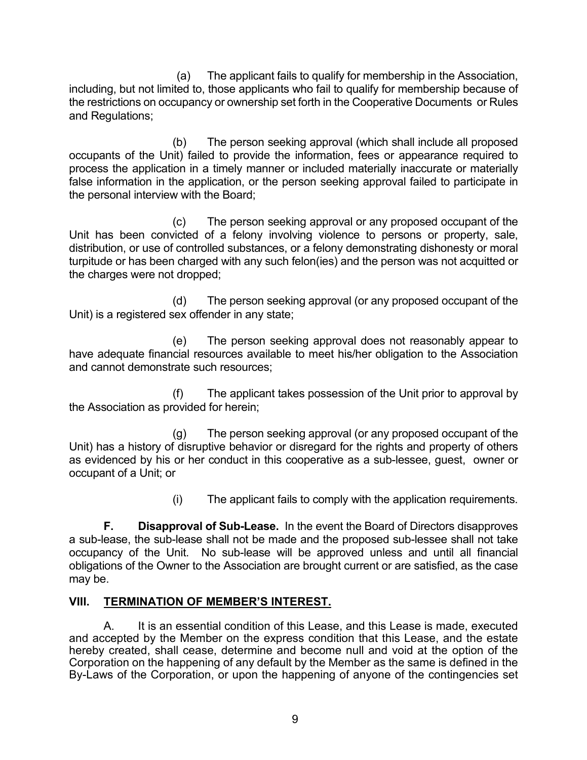(a) The applicant fails to qualify for membership in the Association, including, but not limited to, those applicants who fail to qualify for membership because of the restrictions on occupancy or ownership set forth in the Cooperative Documents or Rules and Regulations;

(b) The person seeking approval (which shall include all proposed occupants of the Unit) failed to provide the information, fees or appearance required to process the application in a timely manner or included materially inaccurate or materially false information in the application, or the person seeking approval failed to participate in the personal interview with the Board;

(c) The person seeking approval or any proposed occupant of the Unit has been convicted of a felony involving violence to persons or property, sale, distribution, or use of controlled substances, or a felony demonstrating dishonesty or moral turpitude or has been charged with any such felon(ies) and the person was not acquitted or the charges were not dropped;

(d) The person seeking approval (or any proposed occupant of the Unit) is a registered sex offender in any state;

(e) The person seeking approval does not reasonably appear to have adequate financial resources available to meet his/her obligation to the Association and cannot demonstrate such resources;

(f) The applicant takes possession of the Unit prior to approval by the Association as provided for herein;

(g) The person seeking approval (or any proposed occupant of the Unit) has a history of disruptive behavior or disregard for the rights and property of others as evidenced by his or her conduct in this cooperative as a sub-lessee, guest, owner or occupant of a Unit; or

(i) The applicant fails to comply with the application requirements.

**F. Disapproval of Sub-Lease.** In the event the Board of Directors disapproves a sub-lease, the sub-lease shall not be made and the proposed sub-lessee shall not take occupancy of the Unit. No sub-lease will be approved unless and until all financial obligations of the Owner to the Association are brought current or are satisfied, as the case may be.

## VIII. <u>TERMINATION OF MEMBER'S INTEREST.</u>

A. It is an essential condition of this Lease, and this Lease is made, executed and accepted by the Member on the express condition that this Lease, and the estate hereby created, shall cease, determine and become null and void at the option of the Corporation on the happening of any default by the Member as the same is defined in the By-Laws of the Corporation, or upon the happening of anyone of the contingencies set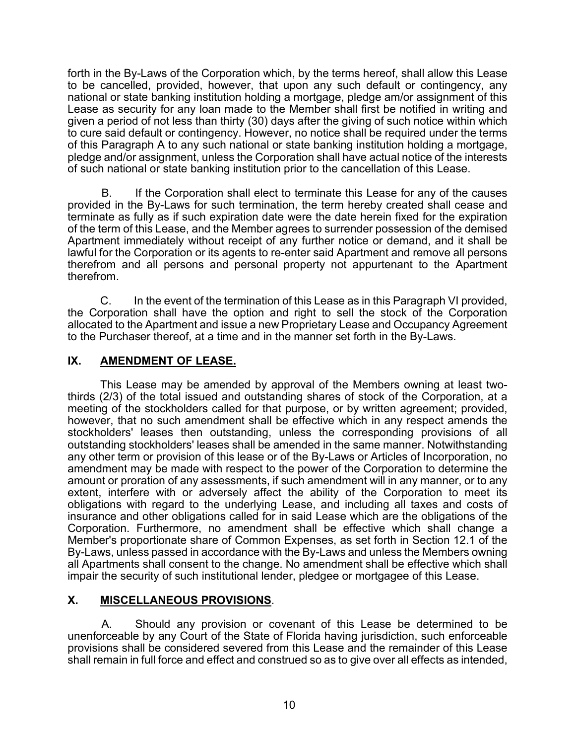forth in the By-Laws of the Corporation which, by the terms hereof, shall allow this Lease to be cancelled, provided, however, that upon any such default or contingency, any national or state banking institution holding a mortgage, pledge am/or assignment of this Lease as security for any loan made to the Member shall first be notified in writing and given a period of not less than thirty (30) days after the giving of such notice within which to cure said default or contingency. However, no notice shall be required under the terms of this Paragraph A to any such national or state banking institution holding a mortgage, pledge and/or assignment, unless the Corporation shall have actual notice of the interests of such national or state banking institution prior to the cancellation of this Lease.

B. If the Corporation shall elect to terminate this Lease for any of the causes provided in the By-Laws for such termination, the term hereby created shall cease and terminate as fully as if such expiration date were the date herein fixed for the expiration of the term of this Lease, and the Member agrees to surrender possession of the demised Apartment immediately without receipt of any further notice or demand, and it shall be lawful for the Corporation or its agents to re-enter said Apartment and remove all persons therefrom and all persons and personal property not appurtenant to the Apartment therefrom.

C. In the event of the termination of this Lease as in this Paragraph VI provided, the Corporation shall have the option and right to sell the stock of the Corporation allocated to the Apartment and issue a new Proprietary Lease and Occupancy Agreement to the Purchaser thereof, at a time and in the manner set forth in the By-Laws.

## IX. AMENDMENT OF LEASE.

This Lease may be amended by approval of the Members owning at least two-thirds (2/3) of the total issued and outstanding shares of stock of the Corporation, at a meeting of the stockholders called for that purpose, or by written agreement; provided, however, that no such amendment shall be effective which in any respect amends the stockholders' leases then outstanding, unless the corresponding provisions of all outstanding stockholders' leases shall be amended in the same manner. Notwithstanding any other term or provision of this lease or of the By-Laws or Articles of Incorporation, no amendment may be made with respect to the power of the Corporation to determine the amount or proration of any assessments, if such amendment will in any manner, or to any extent, interfere with or adversely affect the ability of the Corporation to meet its obligations with regard to the underlying Lease, and including all taxes and costs of insurance and other obligations called for in said Lease which are the obligations of the Corporation. Furthermore, no amendment shall be effective which shall change a Member's proportionate share of Common Expenses, as set forth in Section 12.1 of the By-Laws, unless passed in accordance with the By-Laws and unless the Members owning all Apartments shall consent to the change. No amendment shall be effective which shall impair the security of such institutional lender, pledgee or mortgagee of this Lease.

## X. MISCELLANEOUS PROVISIONS.

A. Should any provision or covenant of this Lease be determined to be unenforceable by any Court of the State of Florida having jurisdiction, such enforceable provisions shall be considered severed from this Lease and the remainder of this Lease shall remain in full force and effect and construed so as to give over all effects as intended,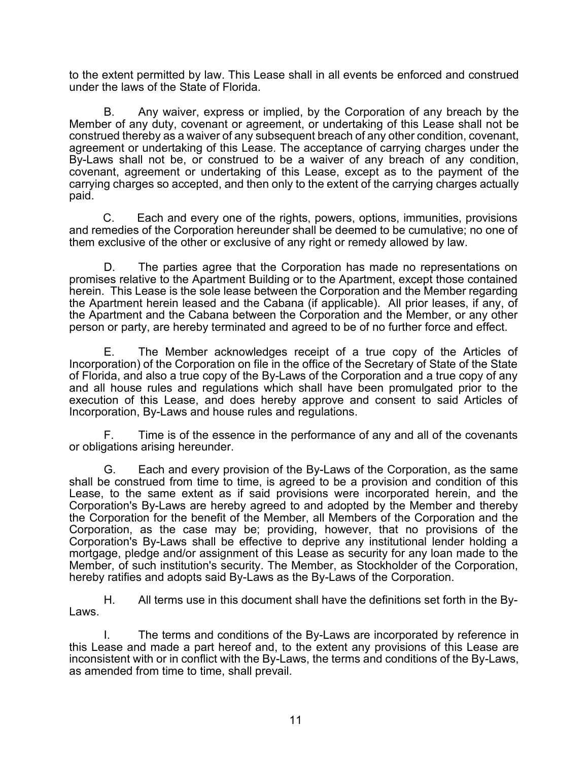to the extent permitted by law. This Lease shall in all events be enforced and construed under the laws of the State of Florida.

B. Any waiver, express or implied, by the Corporation of any breach by the Member of any duty, covenant or agreement, or undertaking of this Lease shall not be construed thereby as a waiver of any subsequent breach of any other condition, covenant, agreement or undertaking of this Lease. The acceptance of carrying charges under the By-Laws shall not be, or construed to be a waiver of any breach of any condition, covenant, agreement or undertaking of this Lease, except as to the payment of the carrying charges so accepted, and then only to the extent of the carrying charges actually paid.

C. Each and every one of the rights, powers, options, immunities, provisions and remedies of the Corporation hereunder shall be deemed to be cumulative; no one of them exclusive of the other or exclusive of any right or remedy allowed by law.

D. The parties agree that the Corporation has made no representations on promises relative to the Apartment Building or to the Apartment, except those contained herein. This Lease is the sole lease between the Corporation and the Member regarding the Apartment herein leased and the Cabana (if applicable). All prior leases, if any, of the Apartment and the Cabana between the Corporation and the Member, or any other person or party, are hereby terminated and agreed to be of no further force and effect.

E. The Member acknowledges receipt of a true copy of the Articles of Incorporation) of the Corporation on file in the office of the Secretary of State of the State of Florida, and also a true copy of the By-Laws of the Corporation and a true copy of any and all house rules and regulations which shall have been promulgated prior to the execution of this Lease, and does hereby approve and consent to said Articles of Incorporation, By-Laws and house rules and regulations.

F. Time is of the essence in the performance of any and all of the covenants or obligations arising hereunder.

G. Each and every provision of the By-Laws of the Corporation, as the same shall be construed from time to time, is agreed to be a provision and condition of this Lease, to the same extent as if said provisions were incorporated herein, and the Corporation's By-Laws are hereby agreed to and adopted by the Member and thereby the Corporation for the benefit of the Member, all Members of the Corporation and the Corporation, as the case may be; providing, however, that no provisions of the Corporation's By-Laws shall be effective to deprive any institutional lender holding a mortgage, pledge and/or assignment of this Lease as security for any loan made to the Member, of such institution's security. The Member, as Stockholder of the Corporation, hereby ratifies and adopts said By-Laws as the By-Laws of the Corporation.

H. All terms use in this document shall have the definitions set forth in the By-Laws.

I. The terms and conditions of the By-Laws are incorporated by reference in this Lease and made a part hereof and, to the extent any provisions of this Lease are inconsistent with or in conflict with the By-Laws, the terms and conditions of the By-Laws, as amended from time to time, shall prevail.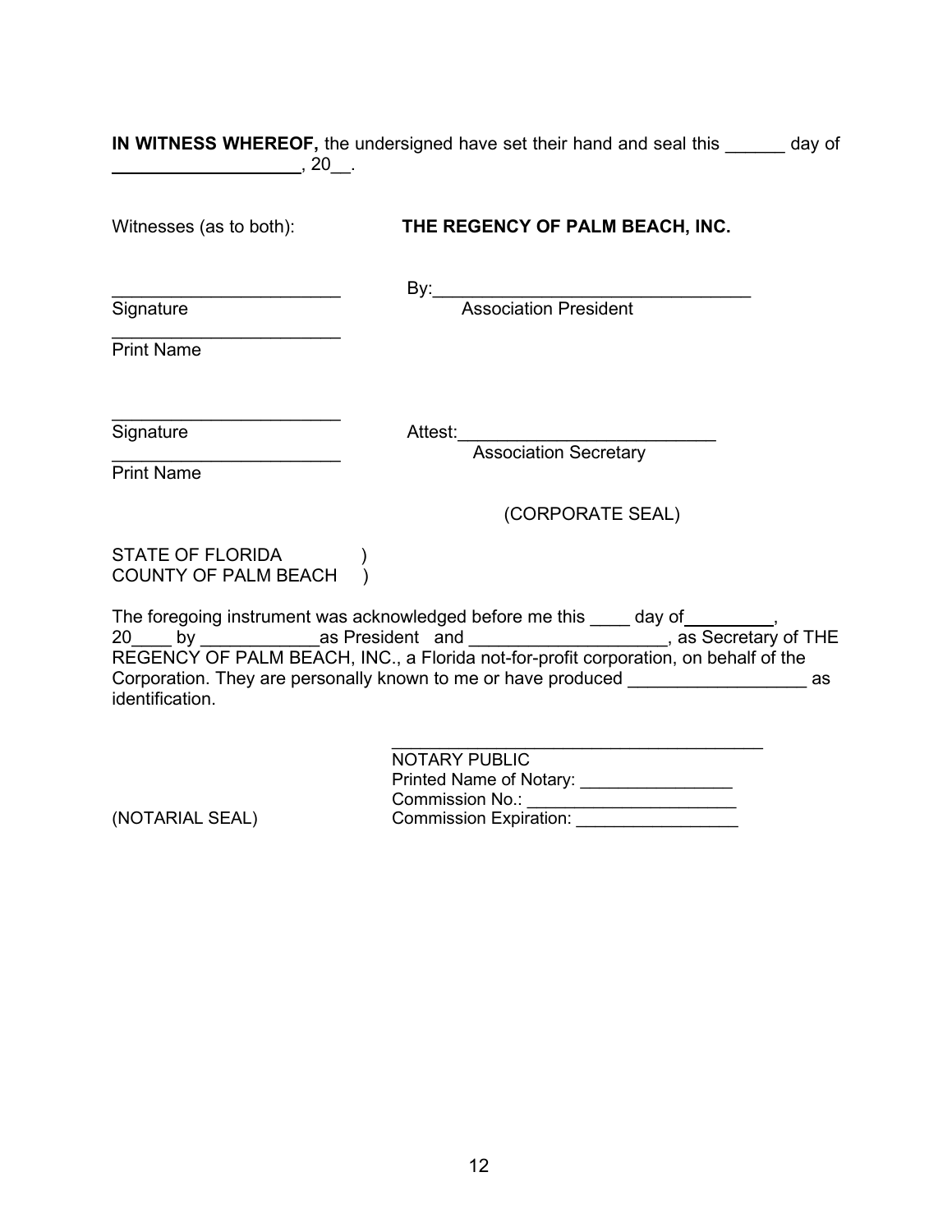**IN WITNESS WHEREOF,** the undersigned have set their hand and seal this ______ day of ___________________, 20__.

Witnesses (as to both): **THE REGENCY OF PALM BEACH, INC.**

_______________________
Signature

_______________________
Print Name

By:________________________________
Association President

_______________________
Signature

_______________________
Print Name

Attest:_________________________
Association Secretary

(CORPORATE SEAL)

STATE OF FLORIDA )
COUNTY OF PALM BEACH )

The foregoing instrument was acknowledged before me this ____ day of_________, 20____ by ____________as President and ___________________, as Secretary of THE REGENCY OF PALM BEACH, INC., a Florida not-for-profit corporation, on behalf of the Corporation. They are personally known to me or have produced __________________ as identification.

_______________________________________
NOTARY PUBLIC
Printed Name of Notary: ________________
Commission No.: ______________________
Commission Expiration: _________________

(NOTARIAL SEAL)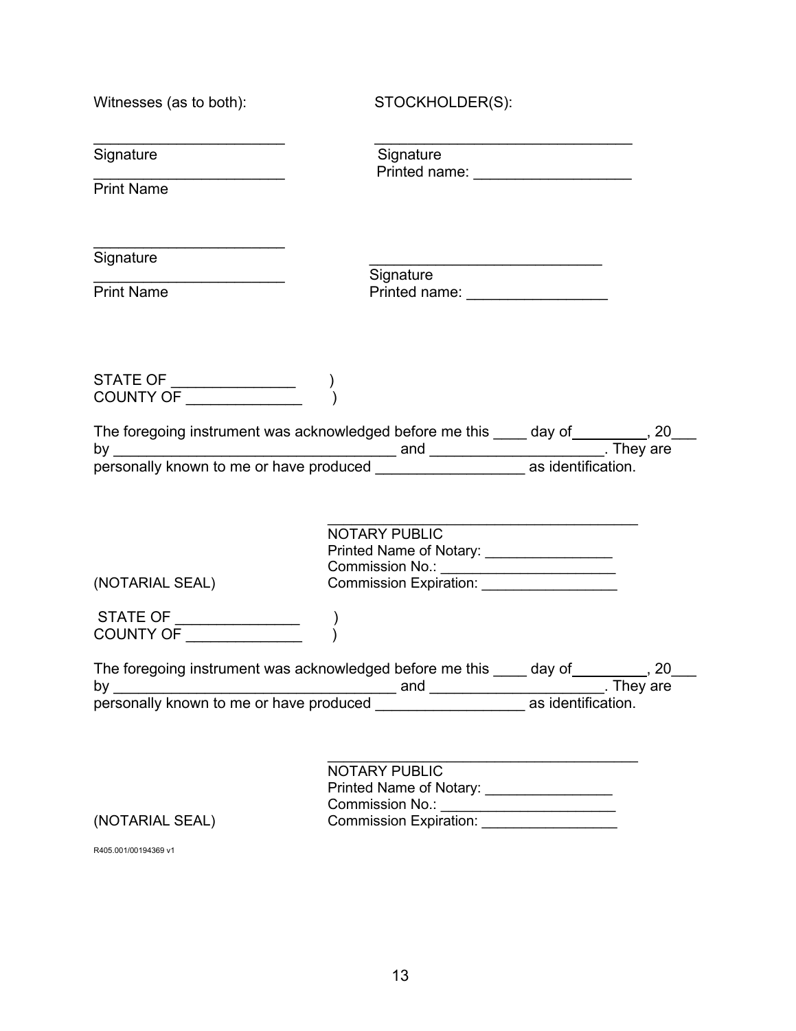Witnesses (as to both):

STOCKHOLDER(S):

________________________
Signature

________________________
Print Name

________________________________
Signature
Printed name: ___________________

________________________
Signature

________________________
Print Name

____________________________
Signature
Printed name: _________________

STATE OF _______________ )
COUNTY OF ______________ )

The foregoing instrument was acknowledged before me this ____ day of_________, 20___ by __________________________________ and _____________________. They are personally known to me or have produced _________________ as identification.

______________________________________
NOTARY PUBLIC
Printed Name of Notary: ________________
Commission No.: ______________________
Commission Expiration: ________________

(NOTARIAL SEAL)

STATE OF _______________ )
COUNTY OF ______________ )

The foregoing instrument was acknowledged before me this ____ day of_________, 20___ by __________________________________ and _____________________. They are personally known to me or have produced _________________ as identification.

______________________________________
NOTARY PUBLIC
Printed Name of Notary: ________________
Commission No.: ______________________
Commission Expiration: ________________

(NOTARIAL SEAL)

R405.001/00194369 v1